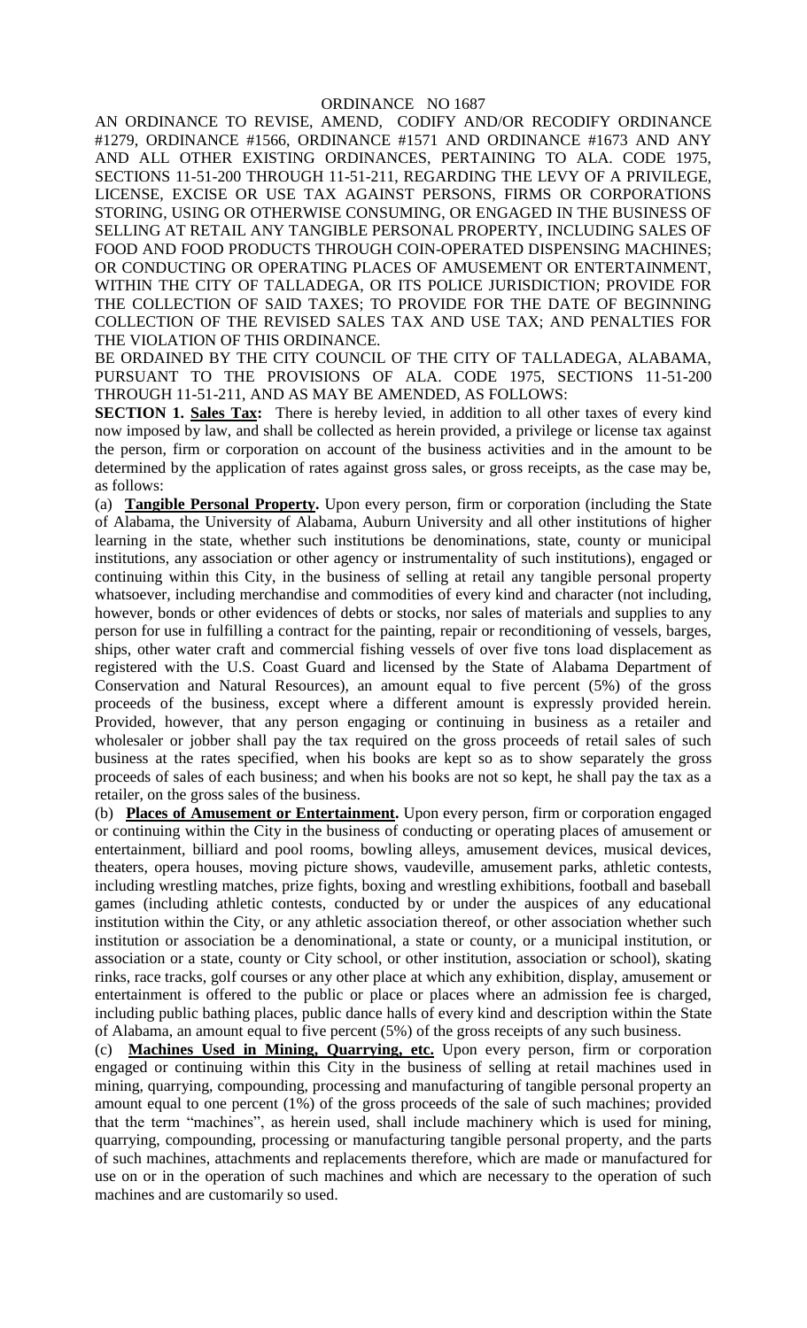# ORDINANCE NO 1687

AN ORDINANCE TO REVISE, AMEND, CODIFY AND/OR RECODIFY ORDINANCE #1279, ORDINANCE #1566, ORDINANCE #1571 AND ORDINANCE #1673 AND ANY AND ALL OTHER EXISTING ORDINANCES, PERTAINING TO ALA. CODE 1975, SECTIONS 11-51-200 THROUGH 11-51-211, REGARDING THE LEVY OF A PRIVILEGE, LICENSE, EXCISE OR USE TAX AGAINST PERSONS, FIRMS OR CORPORATIONS STORING, USING OR OTHERWISE CONSUMING, OR ENGAGED IN THE BUSINESS OF SELLING AT RETAIL ANY TANGIBLE PERSONAL PROPERTY, INCLUDING SALES OF FOOD AND FOOD PRODUCTS THROUGH COIN-OPERATED DISPENSING MACHINES; OR CONDUCTING OR OPERATING PLACES OF AMUSEMENT OR ENTERTAINMENT, WITHIN THE CITY OF TALLADEGA, OR ITS POLICE JURISDICTION; PROVIDE FOR THE COLLECTION OF SAID TAXES; TO PROVIDE FOR THE DATE OF BEGINNING COLLECTION OF THE REVISED SALES TAX AND USE TAX; AND PENALTIES FOR THE VIOLATION OF THIS ORDINANCE.

BE ORDAINED BY THE CITY COUNCIL OF THE CITY OF TALLADEGA, ALABAMA, PURSUANT TO THE PROVISIONS OF ALA. CODE 1975, SECTIONS 11-51-200 THROUGH 11-51-211, AND AS MAY BE AMENDED, AS FOLLOWS:

**SECTION 1. Sales Tax:** There is hereby levied, in addition to all other taxes of every kind now imposed by law, and shall be collected as herein provided, a privilege or license tax against the person, firm or corporation on account of the business activities and in the amount to be determined by the application of rates against gross sales, or gross receipts, as the case may be, as follows:

(a) **Tangible Personal Property.** Upon every person, firm or corporation (including the State of Alabama, the University of Alabama, Auburn University and all other institutions of higher learning in the state, whether such institutions be denominations, state, county or municipal institutions, any association or other agency or instrumentality of such institutions), engaged or continuing within this City, in the business of selling at retail any tangible personal property whatsoever, including merchandise and commodities of every kind and character (not including, however, bonds or other evidences of debts or stocks, nor sales of materials and supplies to any person for use in fulfilling a contract for the painting, repair or reconditioning of vessels, barges, ships, other water craft and commercial fishing vessels of over five tons load displacement as registered with the U.S. Coast Guard and licensed by the State of Alabama Department of Conservation and Natural Resources), an amount equal to five percent (5%) of the gross proceeds of the business, except where a different amount is expressly provided herein. Provided, however, that any person engaging or continuing in business as a retailer and wholesaler or jobber shall pay the tax required on the gross proceeds of retail sales of such business at the rates specified, when his books are kept so as to show separately the gross proceeds of sales of each business; and when his books are not so kept, he shall pay the tax as a retailer, on the gross sales of the business.

(b) **Places of Amusement or Entertainment.** Upon every person, firm or corporation engaged or continuing within the City in the business of conducting or operating places of amusement or entertainment, billiard and pool rooms, bowling alleys, amusement devices, musical devices, theaters, opera houses, moving picture shows, vaudeville, amusement parks, athletic contests, including wrestling matches, prize fights, boxing and wrestling exhibitions, football and baseball games (including athletic contests, conducted by or under the auspices of any educational institution within the City, or any athletic association thereof, or other association whether such institution or association be a denominational, a state or county, or a municipal institution, or association or a state, county or City school, or other institution, association or school), skating rinks, race tracks, golf courses or any other place at which any exhibition, display, amusement or entertainment is offered to the public or place or places where an admission fee is charged, including public bathing places, public dance halls of every kind and description within the State of Alabama, an amount equal to five percent (5%) of the gross receipts of any such business.

(c) **Machines Used in Mining, Quarrying, etc.** Upon every person, firm or corporation engaged or continuing within this City in the business of selling at retail machines used in mining, quarrying, compounding, processing and manufacturing of tangible personal property an amount equal to one percent (1%) of the gross proceeds of the sale of such machines; provided that the term "machines", as herein used, shall include machinery which is used for mining, quarrying, compounding, processing or manufacturing tangible personal property, and the parts of such machines, attachments and replacements therefore, which are made or manufactured for use on or in the operation of such machines and which are necessary to the operation of such machines and are customarily so used.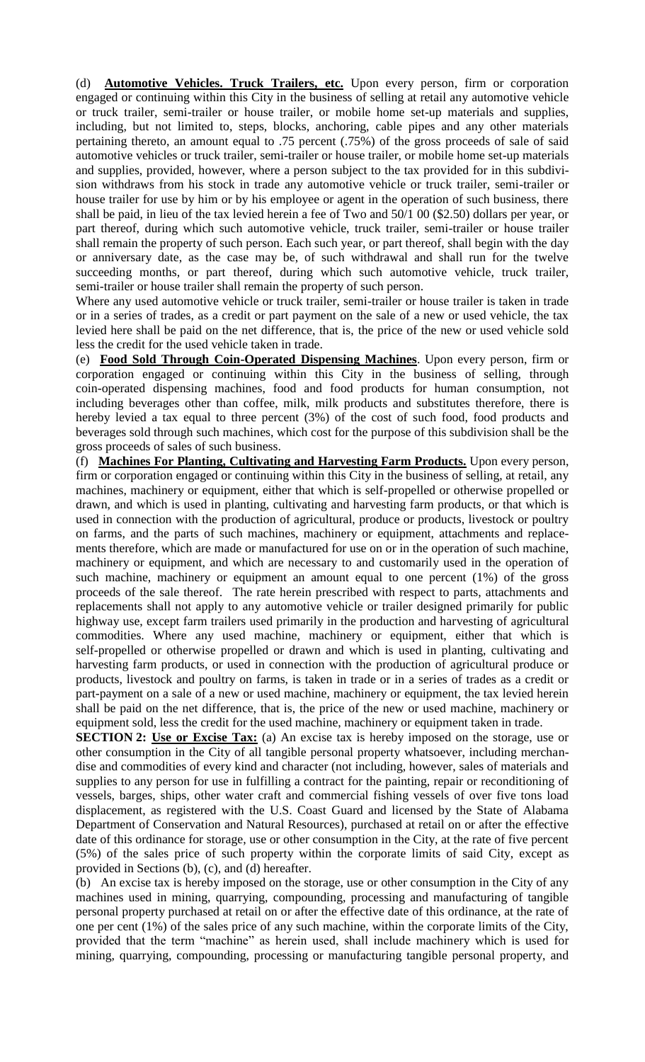(d) **Automotive Vehicles. Truck Trailers, etc.** Upon every person, firm or corporation engaged or continuing within this City in the business of selling at retail any automotive vehicle or truck trailer, semi-trailer or house trailer, or mobile home set-up materials and supplies, including, but not limited to, steps, blocks, anchoring, cable pipes and any other materials pertaining thereto, an amount equal to .75 percent (.75%) of the gross proceeds of sale of said automotive vehicles or truck trailer, semi-trailer or house trailer, or mobile home set-up materials and supplies, provided, however, where a person subject to the tax provided for in this subdivision withdraws from his stock in trade any automotive vehicle or truck trailer, semi-trailer or house trailer for use by him or by his employee or agent in the operation of such business, there shall be paid, in lieu of the tax levied herein a fee of Two and 50/1 00 ($2.50) dollars per year, or part thereof, during which such automotive vehicle, truck trailer, semi-trailer or house trailer shall remain the property of such person. Each such year, or part thereof, shall begin with the day or anniversary date, as the case may be, of such withdrawal and shall run for the twelve succeeding months, or part thereof, during which such automotive vehicle, truck trailer, semi-trailer or house trailer shall remain the property of such person.

Where any used automotive vehicle or truck trailer, semi-trailer or house trailer is taken in trade or in a series of trades, as a credit or part payment on the sale of a new or used vehicle, the tax levied here shall be paid on the net difference, that is, the price of the new or used vehicle sold less the credit for the used vehicle taken in trade.

(e) **Food Sold Through Coin-Operated Dispensing Machines**. Upon every person, firm or corporation engaged or continuing within this City in the business of selling, through coin-operated dispensing machines, food and food products for human consumption, not including beverages other than coffee, milk, milk products and substitutes therefore, there is hereby levied a tax equal to three percent (3%) of the cost of such food, food products and beverages sold through such machines, which cost for the purpose of this subdivision shall be the gross proceeds of sales of such business.

(f) **Machines For Planting, Cultivating and Harvesting Farm Products.** Upon every person, firm or corporation engaged or continuing within this City in the business of selling, at retail, any machines, machinery or equipment, either that which is self-propelled or otherwise propelled or drawn, and which is used in planting, cultivating and harvesting farm products, or that which is used in connection with the production of agricultural, produce or products, livestock or poultry on farms, and the parts of such machines, machinery or equipment, attachments and replacements therefore, which are made or manufactured for use on or in the operation of such machine, machinery or equipment, and which are necessary to and customarily used in the operation of such machine, machinery or equipment an amount equal to one percent (1%) of the gross proceeds of the sale thereof. The rate herein prescribed with respect to parts, attachments and replacements shall not apply to any automotive vehicle or trailer designed primarily for public highway use, except farm trailers used primarily in the production and harvesting of agricultural commodities. Where any used machine, machinery or equipment, either that which is self-propelled or otherwise propelled or drawn and which is used in planting, cultivating and harvesting farm products, or used in connection with the production of agricultural produce or products, livestock and poultry on farms, is taken in trade or in a series of trades as a credit or part-payment on a sale of a new or used machine, machinery or equipment, the tax levied herein shall be paid on the net difference, that is, the price of the new or used machine, machinery or equipment sold, less the credit for the used machine, machinery or equipment taken in trade.

**SECTION 2: Use or Excise Tax:** (a) An excise tax is hereby imposed on the storage, use or other consumption in the City of all tangible personal property whatsoever, including merchandise and commodities of every kind and character (not including, however, sales of materials and supplies to any person for use in fulfilling a contract for the painting, repair or reconditioning of vessels, barges, ships, other water craft and commercial fishing vessels of over five tons load displacement, as registered with the U.S. Coast Guard and licensed by the State of Alabama Department of Conservation and Natural Resources), purchased at retail on or after the effective date of this ordinance for storage, use or other consumption in the City, at the rate of five percent (5%) of the sales price of such property within the corporate limits of said City, except as provided in Sections (b), (c), and (d) hereafter.

(b) An excise tax is hereby imposed on the storage, use or other consumption in the City of any machines used in mining, quarrying, compounding, processing and manufacturing of tangible personal property purchased at retail on or after the effective date of this ordinance, at the rate of one per cent (1%) of the sales price of any such machine, within the corporate limits of the City, provided that the term "machine" as herein used, shall include machinery which is used for mining, quarrying, compounding, processing or manufacturing tangible personal property, and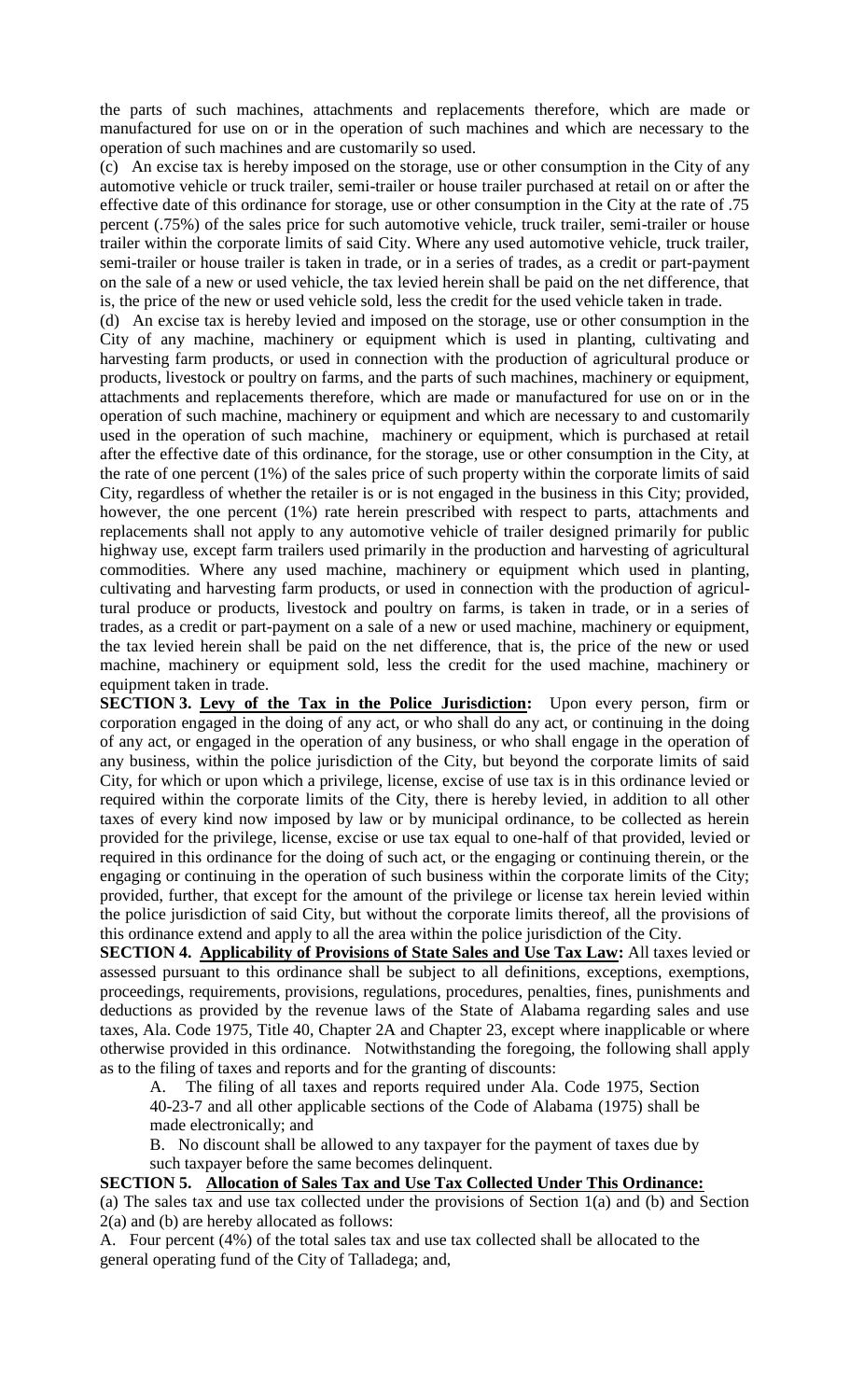the parts of such machines, attachments and replacements therefore, which are made or manufactured for use on or in the operation of such machines and which are necessary to the operation of such machines and are customarily so used.

(c) An excise tax is hereby imposed on the storage, use or other consumption in the City of any automotive vehicle or truck trailer, semi-trailer or house trailer purchased at retail on or after the effective date of this ordinance for storage, use or other consumption in the City at the rate of .75 percent (.75%) of the sales price for such automotive vehicle, truck trailer, semi-trailer or house trailer within the corporate limits of said City. Where any used automotive vehicle, truck trailer, semi-trailer or house trailer is taken in trade, or in a series of trades, as a credit or part-payment on the sale of a new or used vehicle, the tax levied herein shall be paid on the net difference, that is, the price of the new or used vehicle sold, less the credit for the used vehicle taken in trade.

(d) An excise tax is hereby levied and imposed on the storage, use or other consumption in the City of any machine, machinery or equipment which is used in planting, cultivating and harvesting farm products, or used in connection with the production of agricultural produce or products, livestock or poultry on farms, and the parts of such machines, machinery or equipment, attachments and replacements therefore, which are made or manufactured for use on or in the operation of such machine, machinery or equipment and which are necessary to and customarily used in the operation of such machine, machinery or equipment, which is purchased at retail after the effective date of this ordinance, for the storage, use or other consumption in the City, at the rate of one percent (1%) of the sales price of such property within the corporate limits of said City, regardless of whether the retailer is or is not engaged in the business in this City; provided, however, the one percent (1%) rate herein prescribed with respect to parts, attachments and replacements shall not apply to any automotive vehicle of trailer designed primarily for public highway use, except farm trailers used primarily in the production and harvesting of agricultural commodities. Where any used machine, machinery or equipment which used in planting, cultivating and harvesting farm products, or used in connection with the production of agricultural produce or products, livestock and poultry on farms, is taken in trade, or in a series of trades, as a credit or part-payment on a sale of a new or used machine, machinery or equipment, the tax levied herein shall be paid on the net difference, that is, the price of the new or used machine, machinery or equipment sold, less the credit for the used machine, machinery or equipment taken in trade.

**SECTION 3. Levy of the Tax in the Police Jurisdiction:** Upon every person, firm or corporation engaged in the doing of any act, or who shall do any act, or continuing in the doing of any act, or engaged in the operation of any business, or who shall engage in the operation of any business, within the police jurisdiction of the City, but beyond the corporate limits of said City, for which or upon which a privilege, license, excise of use tax is in this ordinance levied or required within the corporate limits of the City, there is hereby levied, in addition to all other taxes of every kind now imposed by law or by municipal ordinance, to be collected as herein provided for the privilege, license, excise or use tax equal to one-half of that provided, levied or required in this ordinance for the doing of such act, or the engaging or continuing therein, or the engaging or continuing in the operation of such business within the corporate limits of the City; provided, further, that except for the amount of the privilege or license tax herein levied within the police jurisdiction of said City, but without the corporate limits thereof, all the provisions of this ordinance extend and apply to all the area within the police jurisdiction of the City.

**SECTION 4. Applicability of Provisions of State Sales and Use Tax Law:** All taxes levied or assessed pursuant to this ordinance shall be subject to all definitions, exceptions, exemptions, proceedings, requirements, provisions, regulations, procedures, penalties, fines, punishments and deductions as provided by the revenue laws of the State of Alabama regarding sales and use taxes, Ala. Code 1975, Title 40, Chapter 2A and Chapter 23, except where inapplicable or where otherwise provided in this ordinance. Notwithstanding the foregoing, the following shall apply as to the filing of taxes and reports and for the granting of discounts:

A. The filing of all taxes and reports required under Ala. Code 1975, Section 40-23-7 and all other applicable sections of the Code of Alabama (1975) shall be made electronically; and

B. No discount shall be allowed to any taxpayer for the payment of taxes due by such taxpayer before the same becomes delinquent.

**SECTION 5. Allocation of Sales Tax and Use Tax Collected Under This Ordinance:**

(a) The sales tax and use tax collected under the provisions of Section 1(a) and (b) and Section 2(a) and (b) are hereby allocated as follows:

A. Four percent (4%) of the total sales tax and use tax collected shall be allocated to the general operating fund of the City of Talladega; and,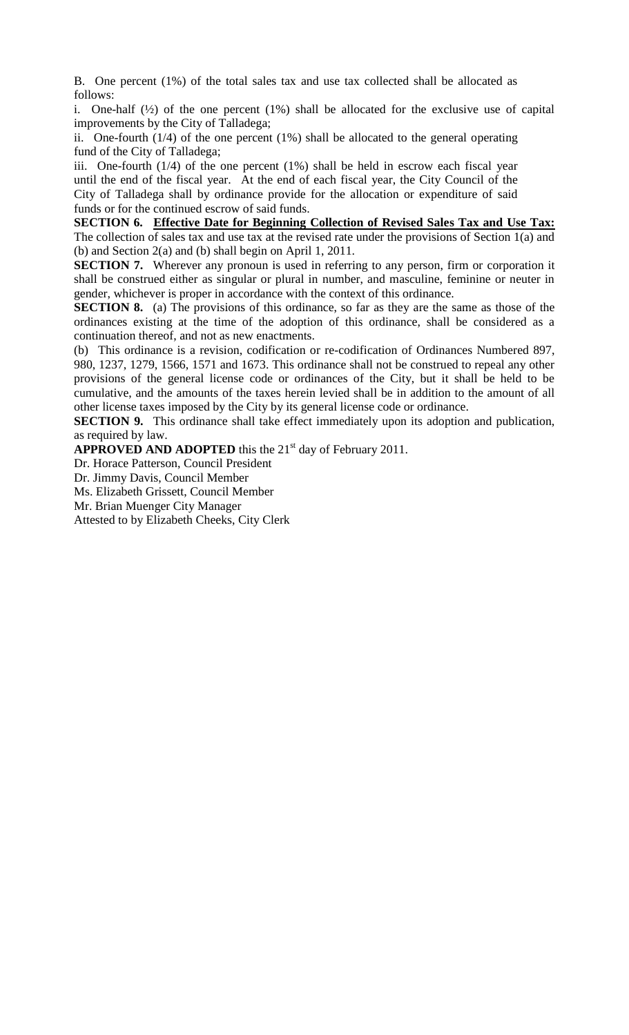B. One percent (1%) of the total sales tax and use tax collected shall be allocated as follows:

i. One-half (½) of the one percent (1%) shall be allocated for the exclusive use of capital improvements by the City of Talladega;

ii. One-fourth (1/4) of the one percent (1%) shall be allocated to the general operating fund of the City of Talladega;

iii. One-fourth (1/4) of the one percent (1%) shall be held in escrow each fiscal year until the end of the fiscal year. At the end of each fiscal year, the City Council of the City of Talladega shall by ordinance provide for the allocation or expenditure of said funds or for the continued escrow of said funds.

**SECTION 6. <u>Effective Date for Beginning Collection of Revised Sales Tax and Use Tax:</u>** The collection of sales tax and use tax at the revised rate under the provisions of Section 1(a) and (b) and Section 2(a) and (b) shall begin on April 1, 2011.

**SECTION 7.** Wherever any pronoun is used in referring to any person, firm or corporation it shall be construed either as singular or plural in number, and masculine, feminine or neuter in gender, whichever is proper in accordance with the context of this ordinance.

**SECTION 8.** (a) The provisions of this ordinance, so far as they are the same as those of the ordinances existing at the time of the adoption of this ordinance, shall be considered as a continuation thereof, and not as new enactments.

(b) This ordinance is a revision, codification or re-codification of Ordinances Numbered 897, 980, 1237, 1279, 1566, 1571 and 1673. This ordinance shall not be construed to repeal any other provisions of the general license code or ordinances of the City, but it shall be held to be cumulative, and the amounts of the taxes herein levied shall be in addition to the amount of all other license taxes imposed by the City by its general license code or ordinance.

**SECTION 9.** This ordinance shall take effect immediately upon its adoption and publication, as required by law.

**APPROVED AND ADOPTED** this the 21st day of February 2011.

Dr. Horace Patterson, Council President

Dr. Jimmy Davis, Council Member

Ms. Elizabeth Grissett, Council Member

Mr. Brian Muenger City Manager

Attested to by Elizabeth Cheeks, City Clerk